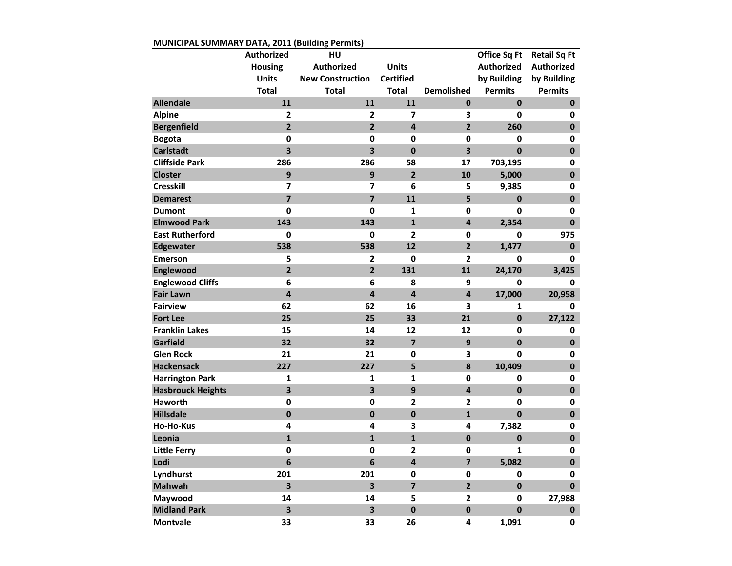**MUNICIPAL SUMMARY DATA, 2011 (Building Permits)**

| | Authorized Housing Units Total | HU Authorized New Construction Total | Units Certified Total | Demolished | Office Sq Ft Authorized by Building Permits | Retail Sq Ft Authorized by Building Permits |
|---|---|---|---|---|---|---|
| **Allendale** | **11** | **11** | **11** | **0** | **0** | **0** |
| **Alpine** | **2** | **2** | **7** | **3** | **0** | **0** |
| **Bergenfield** | **2** | **2** | **4** | **2** | **260** | **0** |
| **Bogota** | **0** | **0** | **0** | **0** | **0** | **0** |
| **Carlstadt** | **3** | **3** | **0** | **3** | **0** | **0** |
| **Cliffside Park** | **286** | **286** | **58** | **17** | **703,195** | **0** |
| **Closter** | **9** | **9** | **2** | **10** | **5,000** | **0** |
| **Cresskill** | **7** | **7** | **6** | **5** | **9,385** | **0** |
| **Demarest** | **7** | **7** | **11** | **5** | **0** | **0** |
| **Dumont** | **0** | **0** | **1** | **0** | **0** | **0** |
| **Elmwood Park** | **143** | **143** | **1** | **4** | **2,354** | **0** |
| **East Rutherford** | **0** | **0** | **2** | **0** | **0** | **975** |
| **Edgewater** | **538** | **538** | **12** | **2** | **1,477** | **0** |
| **Emerson** | **5** | **2** | **0** | **2** | **0** | **0** |
| **Englewood** | **2** | **2** | **131** | **11** | **24,170** | **3,425** |
| **Englewood Cliffs** | **6** | **6** | **8** | **9** | **0** | **0** |
| **Fair Lawn** | **4** | **4** | **4** | **4** | **17,000** | **20,958** |
| **Fairview** | **62** | **62** | **16** | **3** | **1** | **0** |
| **Fort Lee** | **25** | **25** | **33** | **21** | **0** | **27,122** |
| **Franklin Lakes** | **15** | **14** | **12** | **12** | **0** | **0** |
| **Garfield** | **32** | **32** | **7** | **9** | **0** | **0** |
| **Glen Rock** | **21** | **21** | **0** | **3** | **0** | **0** |
| **Hackensack** | **227** | **227** | **5** | **8** | **10,409** | **0** |
| **Harrington Park** | **1** | **1** | **1** | **0** | **0** | **0** |
| **Hasbrouck Heights** | **3** | **3** | **9** | **4** | **0** | **0** |
| **Haworth** | **0** | **0** | **2** | **2** | **0** | **0** |
| **Hillsdale** | **0** | **0** | **0** | **1** | **0** | **0** |
| **Ho-Ho-Kus** | **4** | **4** | **3** | **4** | **7,382** | **0** |
| **Leonia** | **1** | **1** | **1** | **0** | **0** | **0** |
| **Little Ferry** | **0** | **0** | **2** | **0** | **1** | **0** |
| **Lodi** | **6** | **6** | **4** | **7** | **5,082** | **0** |
| **Lyndhurst** | **201** | **201** | **0** | **0** | **0** | **0** |
| **Mahwah** | **3** | **3** | **7** | **2** | **0** | **0** |
| **Maywood** | **14** | **14** | **5** | **2** | **0** | **27,988** |
| **Midland Park** | **3** | **3** | **0** | **0** | **0** | **0** |
| **Montvale** | **33** | **33** | **26** | **4** | **1,091** | **0** |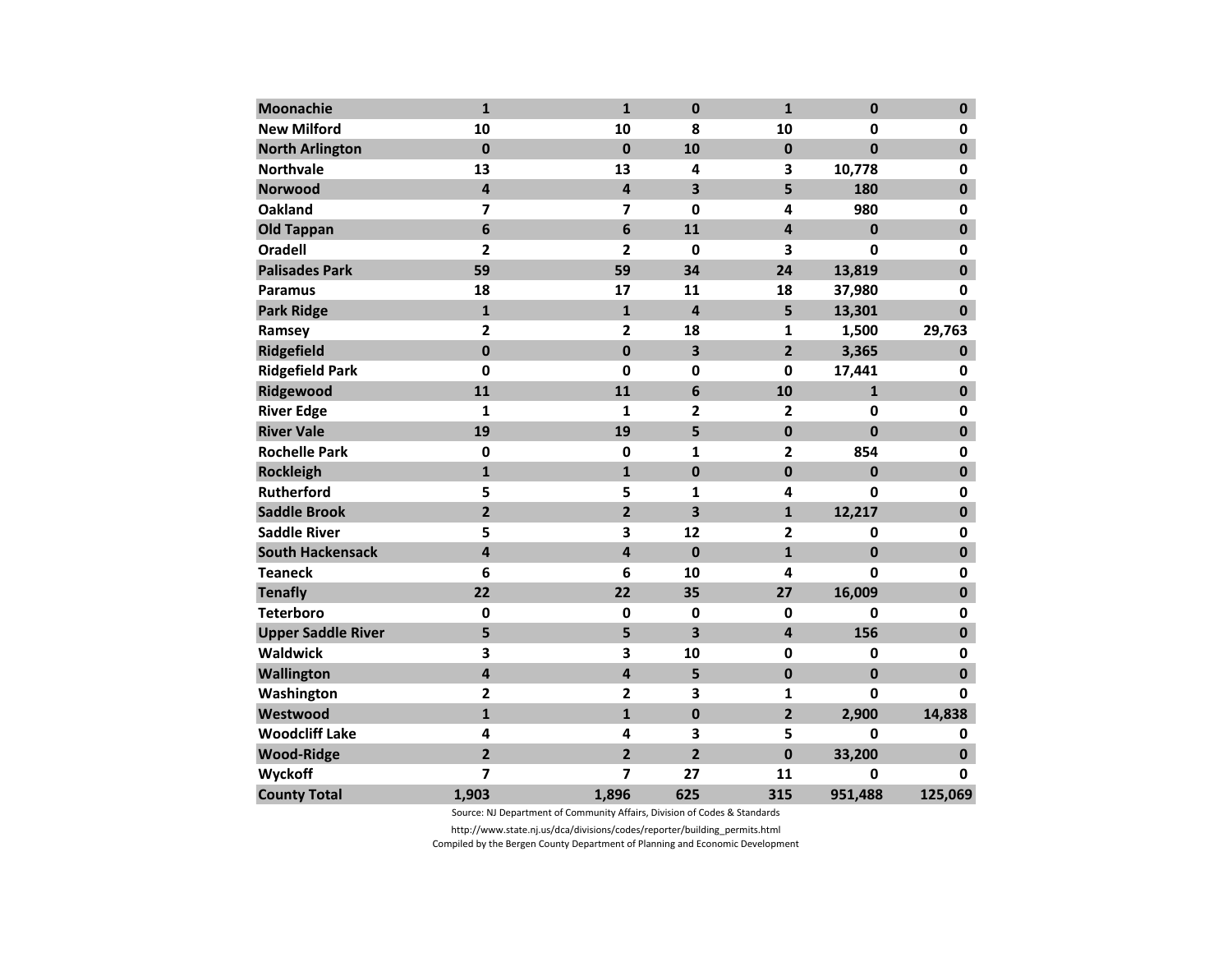| | | | | | | |
|---|---|---|---|---|---|---|
| Moonachie | 1 | 1 | 0 | 1 | 0 | 0 |
| New Milford | 10 | 10 | 8 | 10 | 0 | 0 |
| North Arlington | 0 | 0 | 10 | 0 | 0 | 0 |
| Northvale | 13 | 13 | 4 | 3 | 10,778 | 0 |
| Norwood | 4 | 4 | 3 | 5 | 180 | 0 |
| Oakland | 7 | 7 | 0 | 4 | 980 | 0 |
| Old Tappan | 6 | 6 | 11 | 4 | 0 | 0 |
| Oradell | 2 | 2 | 0 | 3 | 0 | 0 |
| Palisades Park | 59 | 59 | 34 | 24 | 13,819 | 0 |
| Paramus | 18 | 17 | 11 | 18 | 37,980 | 0 |
| Park Ridge | 1 | 1 | 4 | 5 | 13,301 | 0 |
| Ramsey | 2 | 2 | 18 | 1 | 1,500 | 29,763 |
| Ridgefield | 0 | 0 | 3 | 2 | 3,365 | 0 |
| Ridgefield Park | 0 | 0 | 0 | 0 | 17,441 | 0 |
| Ridgewood | 11 | 11 | 6 | 10 | 1 | 0 |
| River Edge | 1 | 1 | 2 | 2 | 0 | 0 |
| River Vale | 19 | 19 | 5 | 0 | 0 | 0 |
| Rochelle Park | 0 | 0 | 1 | 2 | 854 | 0 |
| Rockleigh | 1 | 1 | 0 | 0 | 0 | 0 |
| Rutherford | 5 | 5 | 1 | 4 | 0 | 0 |
| Saddle Brook | 2 | 2 | 3 | 1 | 12,217 | 0 |
| Saddle River | 5 | 3 | 12 | 2 | 0 | 0 |
| South Hackensack | 4 | 4 | 0 | 1 | 0 | 0 |
| Teaneck | 6 | 6 | 10 | 4 | 0 | 0 |
| Tenafly | 22 | 22 | 35 | 27 | 16,009 | 0 |
| Teterboro | 0 | 0 | 0 | 0 | 0 | 0 |
| Upper Saddle River | 5 | 5 | 3 | 4 | 156 | 0 |
| Waldwick | 3 | 3 | 10 | 0 | 0 | 0 |
| Wallington | 4 | 4 | 5 | 0 | 0 | 0 |
| Washington | 2 | 2 | 3 | 1 | 0 | 0 |
| Westwood | 1 | 1 | 0 | 2 | 2,900 | 14,838 |
| Woodcliff Lake | 4 | 4 | 3 | 5 | 0 | 0 |
| Wood-Ridge | 2 | 2 | 2 | 0 | 33,200 | 0 |
| Wyckoff | 7 | 7 | 27 | 11 | 0 | 0 |
| County Total | 1,903 | 1,896 | 625 | 315 | 951,488 | 125,069 |

Source: NJ Department of Community Affairs, Division of Codes & Standards

http://www.state.nj.us/dca/divisions/codes/reporter/building_permits.html

Compiled by the Bergen County Department of Planning and Economic Development